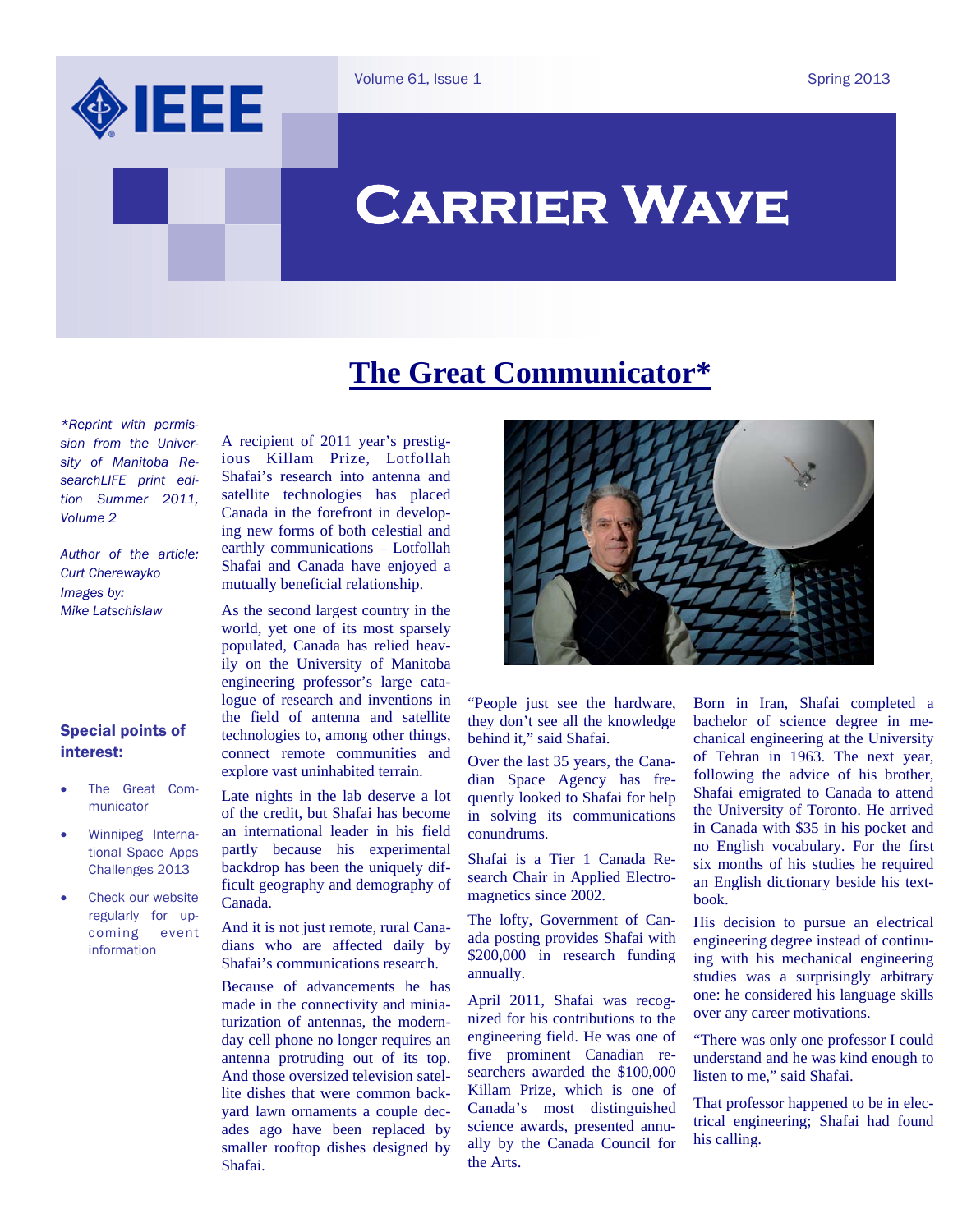# Carrier Wave

Volume 61, Issue 1 — Spring 2013

## The Great Communicator*

*\*Reprint with permission from the University of Manitoba ResearchLIFE print edition Summer 2011, Volume 2*

*Author of the article: Curt Cherewayko*
*Images by: Mike Latschislaw*

### Special points of interest:

- The Great Communicator
- Winnipeg International Space Apps Challenges 2013
- Check our website regularly for upcoming event information

A recipient of 2011 year's prestigious Killam Prize, Lotfollah Shafai's research into antenna and satellite technologies has placed Canada in the forefront in developing new forms of both celestial and earthly communications – Lotfollah Shafai and Canada have enjoyed a mutually beneficial relationship.

As the second largest country in the world, yet one of its most sparsely populated, Canada has relied heavily on the University of Manitoba engineering professor's large catalogue of research and inventions in the field of antenna and satellite technologies to, among other things, connect remote communities and explore vast uninhabited terrain.

Late nights in the lab deserve a lot of the credit, but Shafai has become an international leader in his field partly because his experimental backdrop has been the uniquely difficult geography and demography of Canada.

And it is not just remote, rural Canadians who are affected daily by Shafai's communications research.

Because of advancements he has made in the connectivity and miniaturization of antennas, the modern-day cell phone no longer requires an antenna protruding out of its top. And those oversized television satellite dishes that were common backyard lawn ornaments a couple decades ago have been replaced by smaller rooftop dishes designed by Shafai.

"People just see the hardware, they don't see all the knowledge behind it," said Shafai.

Over the last 35 years, the Canadian Space Agency has frequently looked to Shafai for help in solving its communications conundrums.

Shafai is a Tier 1 Canada Research Chair in Applied Electromagnetics since 2002.

The lofty, Government of Canada posting provides Shafai with $200,000 in research funding annually.

April 2011, Shafai was recognized for his contributions to the engineering field. He was one of five prominent Canadian researchers awarded the $100,000 Killam Prize, which is one of Canada's most distinguished science awards, presented annually by the Canada Council for the Arts.

Born in Iran, Shafai completed a bachelor of science degree in mechanical engineering at the University of Tehran in 1963. The next year, following the advice of his brother, Shafai emigrated to Canada to attend the University of Toronto. He arrived in Canada with $35 in his pocket and no English vocabulary. For the first six months of his studies he required an English dictionary beside his textbook.

His decision to pursue an electrical engineering degree instead of continuing with his mechanical engineering studies was a surprisingly arbitrary one: he considered his language skills over any career motivations.

"There was only one professor I could understand and he was kind enough to listen to me," said Shafai.

That professor happened to be in electrical engineering; Shafai had found his calling.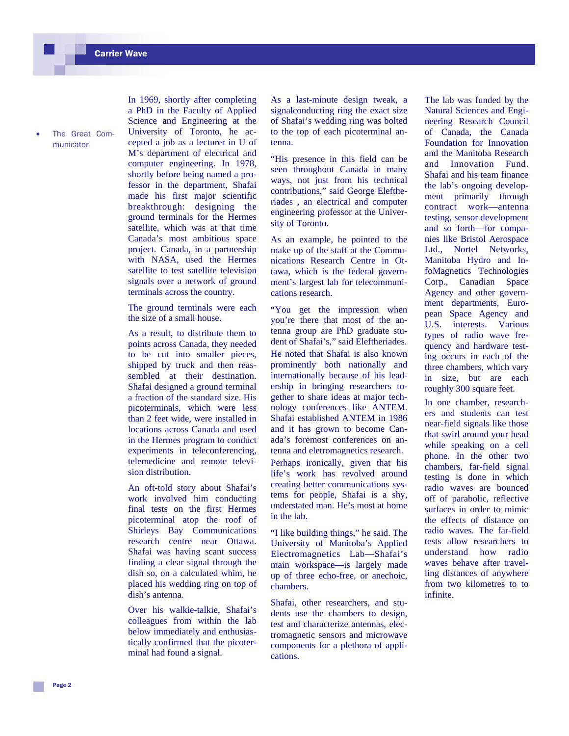- The Great Communicator

In 1969, shortly after completing a PhD in the Faculty of Applied Science and Engineering at the University of Toronto, he accepted a job as a lecturer in U of M's department of electrical and computer engineering. In 1978, shortly before being named a professor in the department, Shafai made his first major scientific breakthrough: designing the ground terminals for the Hermes satellite, which was at that time Canada's most ambitious space project. Canada, in a partnership with NASA, used the Hermes satellite to test satellite television signals over a network of ground terminals across the country.

The ground terminals were each the size of a small house.

As a result, to distribute them to points across Canada, they needed to be cut into smaller pieces, shipped by truck and then reassembled at their destination. Shafai designed a ground terminal a fraction of the standard size. His picoterminals, which were less than 2 feet wide, were installed in locations across Canada and used in the Hermes program to conduct experiments in teleconferencing, telemedicine and remote television distribution.

An oft-told story about Shafai's work involved him conducting final tests on the first Hermes picoterminal atop the roof of Shirleys Bay Communications research centre near Ottawa. Shafai was having scant success finding a clear signal through the dish so, on a calculated whim, he placed his wedding ring on top of dish's antenna.

Over his walkie-talkie, Shafai's colleagues from within the lab below immediately and enthusiastically confirmed that the picoterminal had found a signal.

As a last-minute design tweak, a signalconducting ring the exact size of Shafai's wedding ring was bolted to the top of each picoterminal antenna.

"His presence in this field can be seen throughout Canada in many ways, not just from his technical contributions," said George Eleftheriades , an electrical and computer engineering professor at the University of Toronto.

As an example, he pointed to the make up of the staff at the Communications Research Centre in Ottawa, which is the federal government's largest lab for telecommunications research.

"You get the impression when you're there that most of the antenna group are PhD graduate student of Shafai's," said Eleftheriades. He noted that Shafai is also known prominently both nationally and internationally because of his leadership in bringing researchers together to share ideas at major technology conferences like ANTEM. Shafai established ANTEM in 1986 and it has grown to become Canada's foremost conferences on antenna and eletromagnetics research. Perhaps ironically, given that his life's work has revolved around creating better communications systems for people, Shafai is a shy, understated man. He's most at home in the lab.

"I like building things," he said. The University of Manitoba's Applied Electromagnetics Lab—Shafai's main workspace—is largely made up of three echo-free, or anechoic, chambers.

Shafai, other researchers, and students use the chambers to design, test and characterize antennas, electromagnetic sensors and microwave components for a plethora of applications.

The lab was funded by the Natural Sciences and Engineering Research Council of Canada, the Canada Foundation for Innovation and the Manitoba Research and Innovation Fund. Shafai and his team finance the lab's ongoing development primarily through contract work—antenna testing, sensor development and so forth—for companies like Bristol Aerospace Ltd., Nortel Networks, Manitoba Hydro and InfoMagnetics Technologies Corp., Canadian Space Agency and other government departments, European Space Agency and U.S. interests. Various types of radio wave frequency and hardware testing occurs in each of the three chambers, which vary in size, but are each roughly 300 square feet.

In one chamber, researchers and students can test near-field signals like those that swirl around your head while speaking on a cell phone. In the other two chambers, far-field signal testing is done in which radio waves are bounced off of parabolic, reflective surfaces in order to mimic the effects of distance on radio waves. The far-field tests allow researchers to understand how radio waves behave after travelling distances of anywhere from two kilometres to to infinite.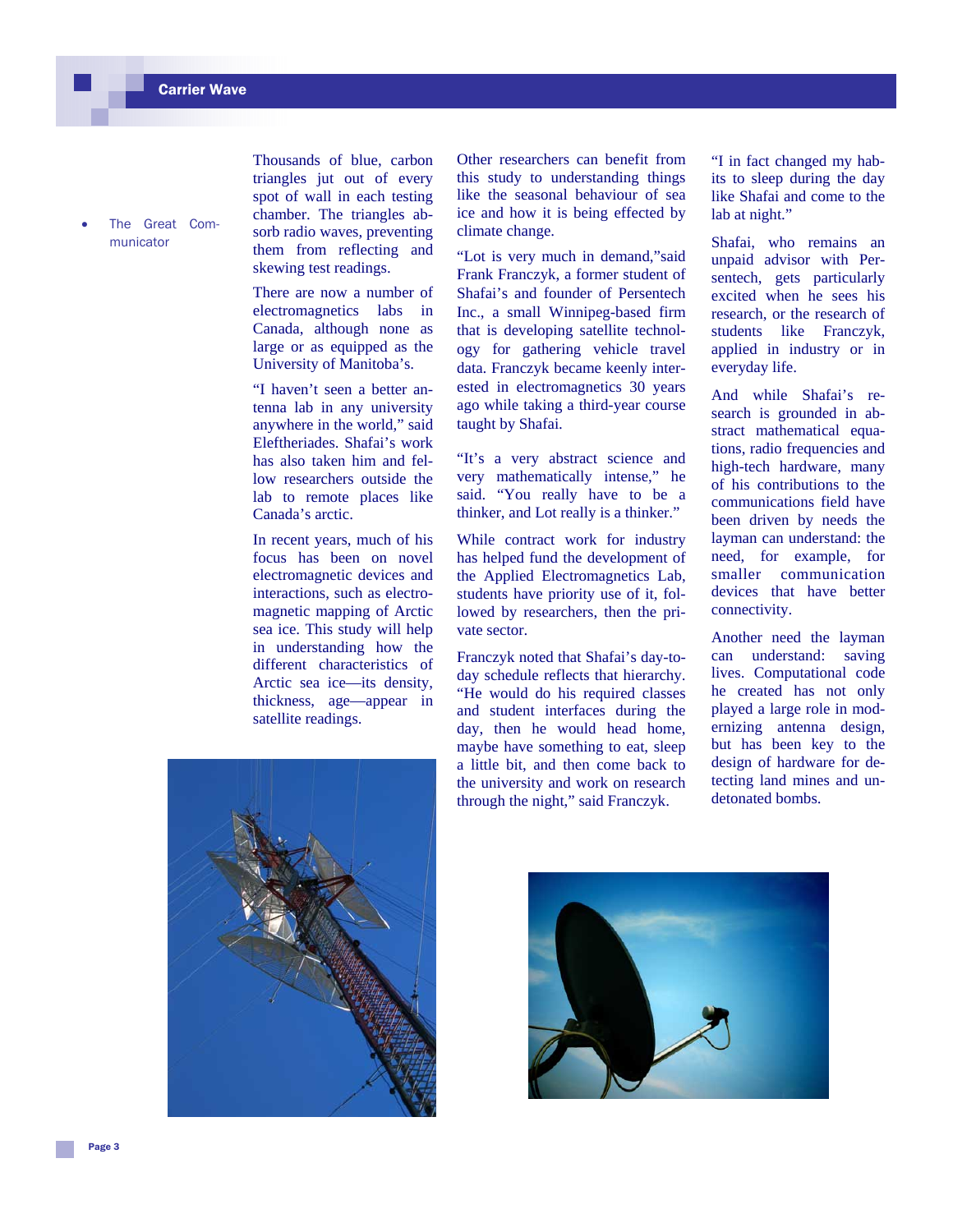- The Great Communicator

Thousands of blue, carbon triangles jut out of every spot of wall in each testing chamber. The triangles absorb radio waves, preventing them from reflecting and skewing test readings.

There are now a number of electromagnetics labs in Canada, although none as large or as equipped as the University of Manitoba's.

"I haven't seen a better antenna lab in any university anywhere in the world," said Eleftheriades. Shafai's work has also taken him and fellow researchers outside the lab to remote places like Canada's arctic.

In recent years, much of his focus has been on novel electromagnetic devices and interactions, such as electromagnetic mapping of Arctic sea ice. This study will help in understanding how the different characteristics of Arctic sea ice—its density, thickness, age—appear in satellite readings.

Other researchers can benefit from this study to understanding things like the seasonal behaviour of sea ice and how it is being effected by climate change.

"Lot is very much in demand,"said Frank Franczyk, a former student of Shafai's and founder of Persentech Inc., a small Winnipeg-based firm that is developing satellite technology for gathering vehicle travel data. Franczyk became keenly interested in electromagnetics 30 years ago while taking a third-year course taught by Shafai.

"It's a very abstract science and very mathematically intense," he said. "You really have to be a thinker, and Lot really is a thinker."

While contract work for industry has helped fund the development of the Applied Electromagnetics Lab, students have priority use of it, followed by researchers, then the private sector.

Franczyk noted that Shafai's day-to-day schedule reflects that hierarchy. "He would do his required classes and student interfaces during the day, then he would head home, maybe have something to eat, sleep a little bit, and then come back to the university and work on research through the night," said Franczyk.

"I in fact changed my habits to sleep during the day like Shafai and come to the lab at night."

Shafai, who remains an unpaid advisor with Persentech, gets particularly excited when he sees his research, or the research of students like Franczyk, applied in industry or in everyday life.

And while Shafai's research is grounded in abstract mathematical equations, radio frequencies and high-tech hardware, many of his contributions to the communications field have been driven by needs the layman can understand: the need, for example, for smaller communication devices that have better connectivity.

Another need the layman can understand: saving lives. Computational code he created has not only played a large role in modernizing antenna design, but has been key to the design of hardware for detecting land mines and undetonated bombs.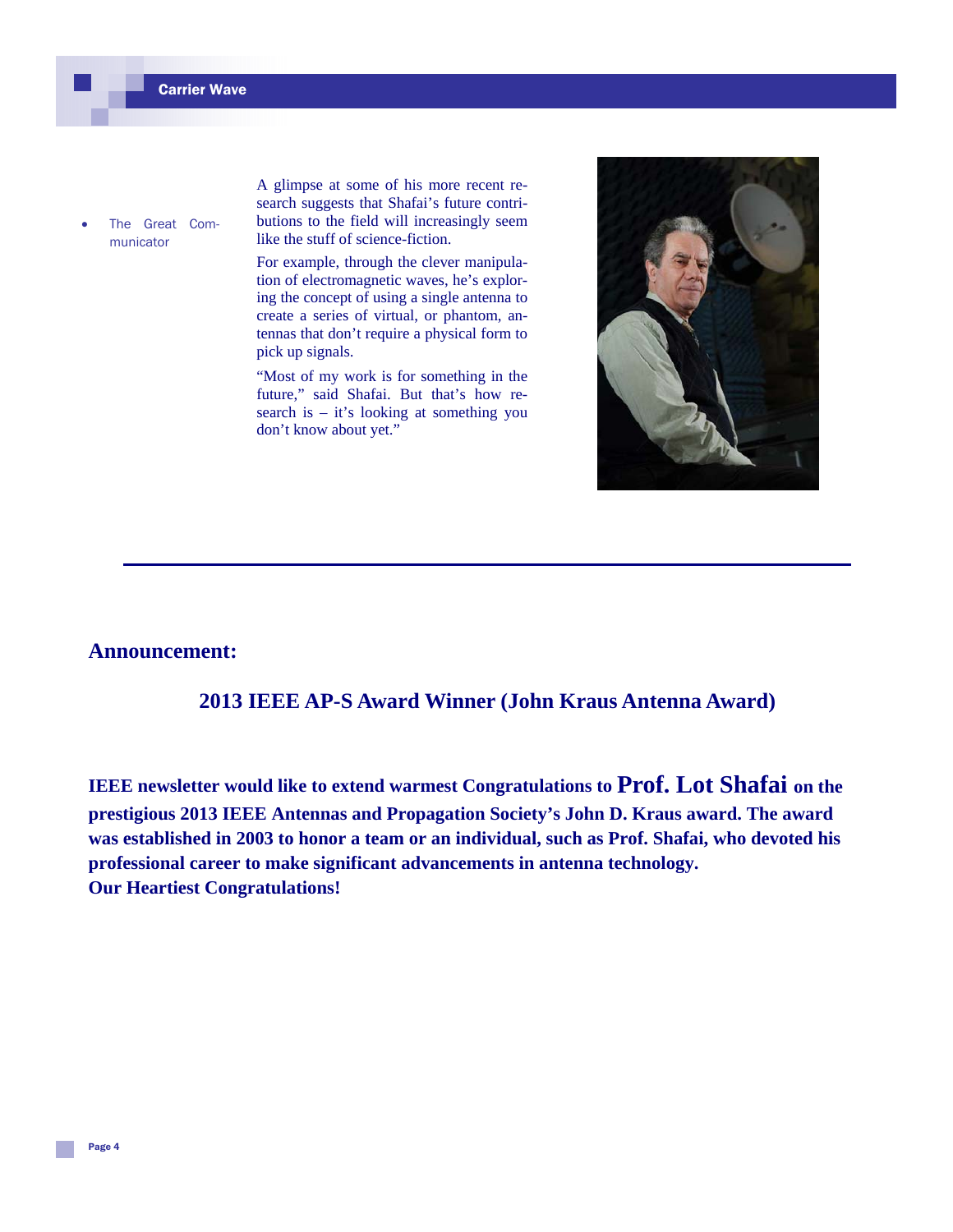- The Great Communicator

A glimpse at some of his more recent research suggests that Shafai's future contributions to the field will increasingly seem like the stuff of science-fiction.

For example, through the clever manipulation of electromagnetic waves, he's exploring the concept of using a single antenna to create a series of virtual, or phantom, antennas that don't require a physical form to pick up signals.

"Most of my work is for something in the future," said Shafai. But that's how research is – it's looking at something you don't know about yet."

---

## Announcement:

### 2013 IEEE AP-S Award Winner (John Kraus Antenna Award)

**IEEE newsletter would like to extend warmest Congratulations to Prof. Lot Shafai on the prestigious 2013 IEEE Antennas and Propagation Society's John D. Kraus award. The award was established in 2003 to honor a team or an individual, such as Prof. Shafai, who devoted his professional career to make significant advancements in antenna technology.**
**Our Heartiest Congratulations!**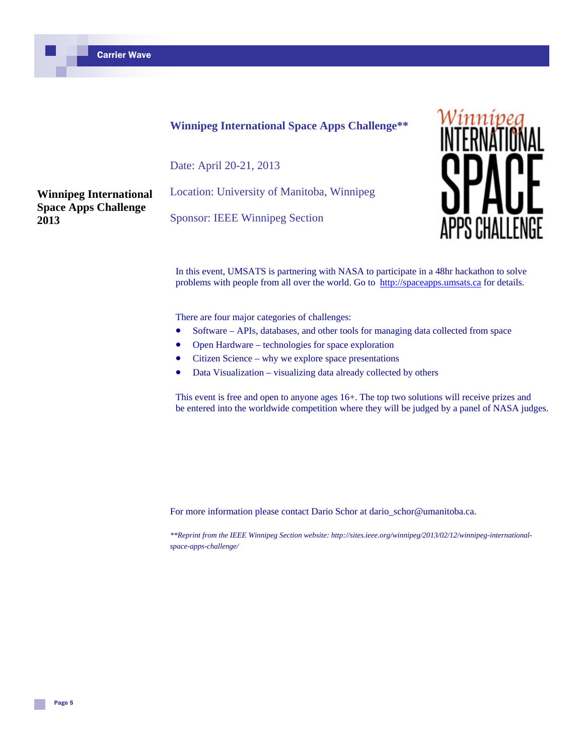## Winnipeg International Space Apps Challenge 2013

### Winnipeg International Space Apps Challenge**

Date: April 20-21, 2013

Location: University of Manitoba, Winnipeg

Sponsor: IEEE Winnipeg Section

In this event, UMSATS is partnering with NASA to participate in a 48hr hackathon to solve problems with people from all over the world. Go to http://spaceapps.umsats.ca for details.

There are four major categories of challenges:

- Software – APIs, databases, and other tools for managing data collected from space
- Open Hardware – technologies for space exploration
- Citizen Science – why we explore space presentations
- Data Visualization – visualizing data already collected by others

This event is free and open to anyone ages 16+. The top two solutions will receive prizes and be entered into the worldwide competition where they will be judged by a panel of NASA judges.

For more information please contact Dario Schor at dario_schor@umanitoba.ca.

*\*\*Reprint from the IEEE Winnipeg Section website: http://sites.ieee.org/winnipeg/2013/02/12/winnipeg-international-space-apps-challenge/*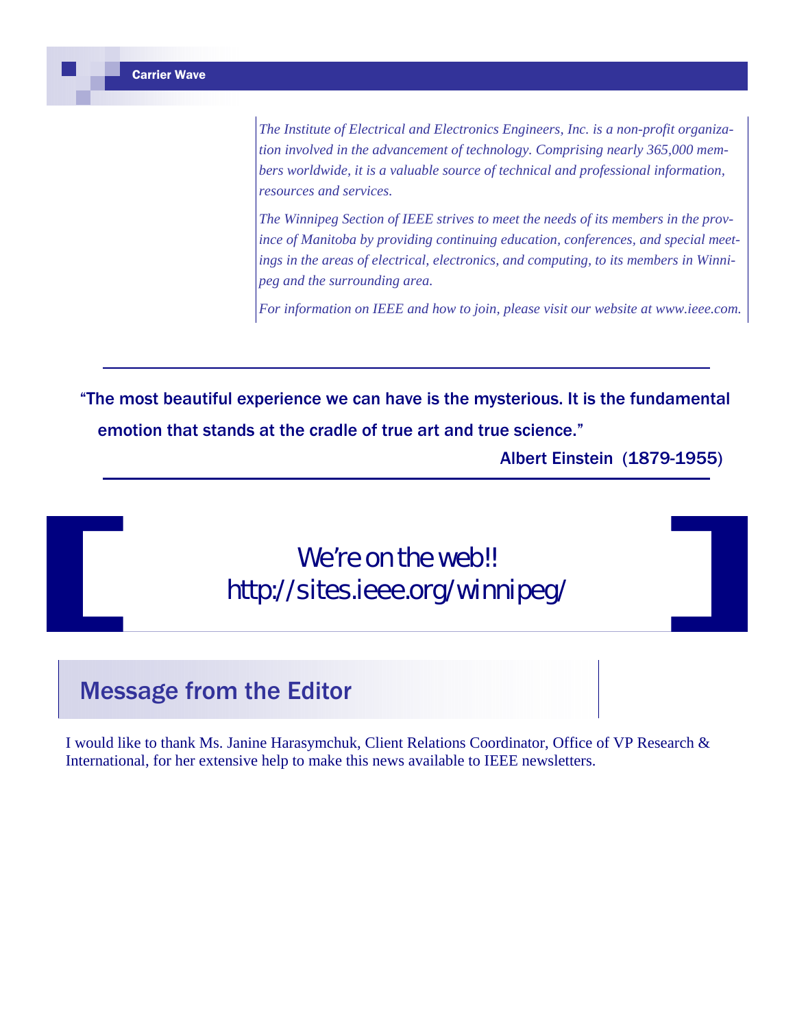*The Institute of Electrical and Electronics Engineers, Inc. is a non-profit organization involved in the advancement of technology. Comprising nearly 365,000 members worldwide, it is a valuable source of technical and professional information, resources and services.*

*The Winnipeg Section of IEEE strives to meet the needs of its members in the province of Manitoba by providing continuing education, conferences, and special meetings in the areas of electrical, electronics, and computing, to its members in Winnipeg and the surrounding area.*

*For information on IEEE and how to join, please visit our website at www.ieee.com.*

---

"The most beautiful experience we can have is the mysterious. It is the fundamental emotion that stands at the cradle of true art and true science."

Albert Einstein (1879-1955)

---

We're on the web!!
http://sites.ieee.org/winnipeg/

## Message from the Editor

I would like to thank Ms. Janine Harasymchuk, Client Relations Coordinator, Office of VP Research & International, for her extensive help to make this news available to IEEE newsletters.